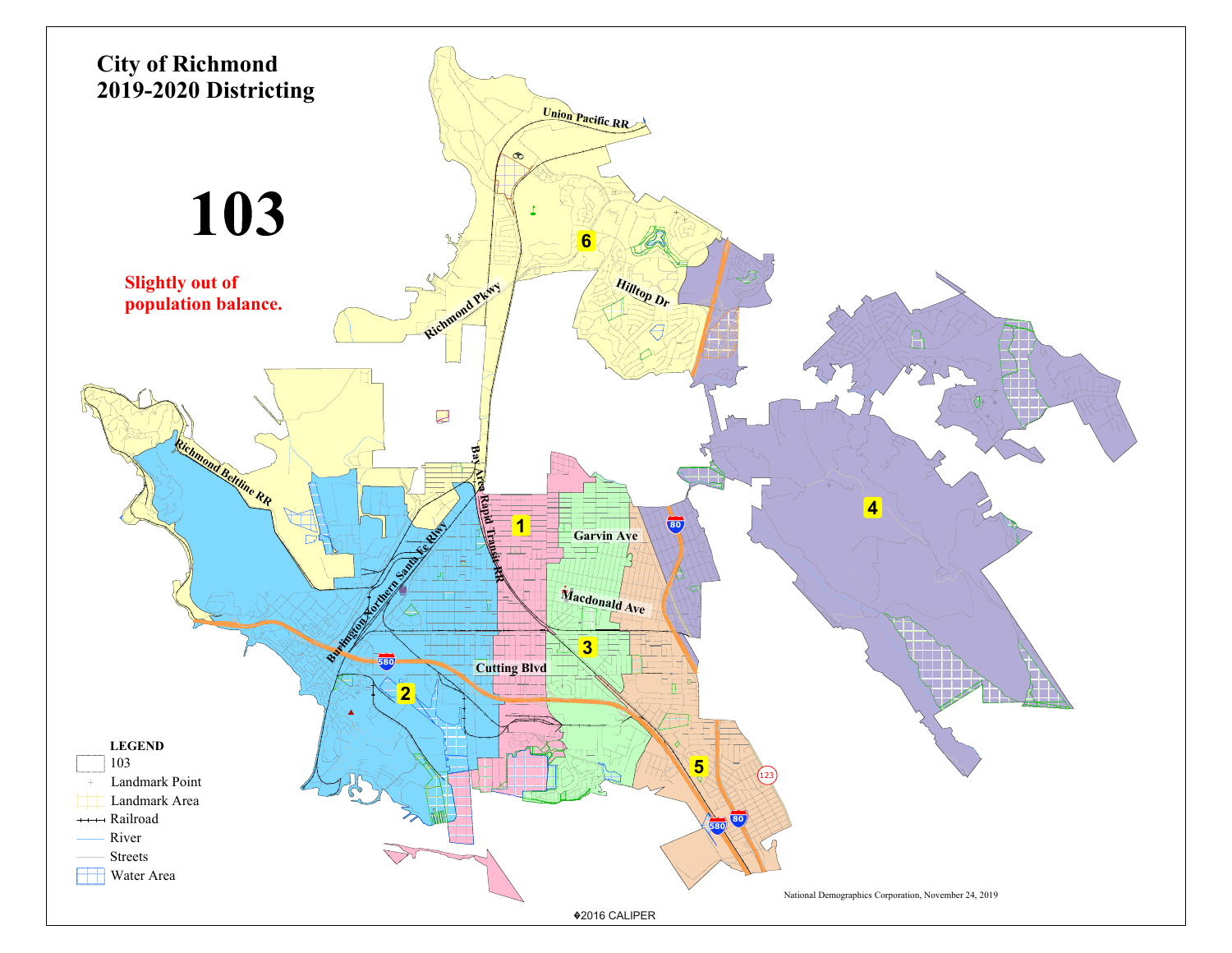# City of Richmond
# 2019-2020 Districting

# 103

**Slightly out of population balance.**

Union Pacific RR

Richmond Pkwy

Hilltop Dr

Richmond Beltline RR

Bay Area Rapid Transit RR

Burlington Northern Santa Fe Rlwy

Garvin Ave

Macdonald Ave

Cutting Blvd

1

2

3

4

5

6

**LEGEND**

- 103
- Landmark Point
- Landmark Area
- Railroad
- River
- Streets
- Water Area

National Demographics Corporation, November 24, 2019

©2016 CALIPER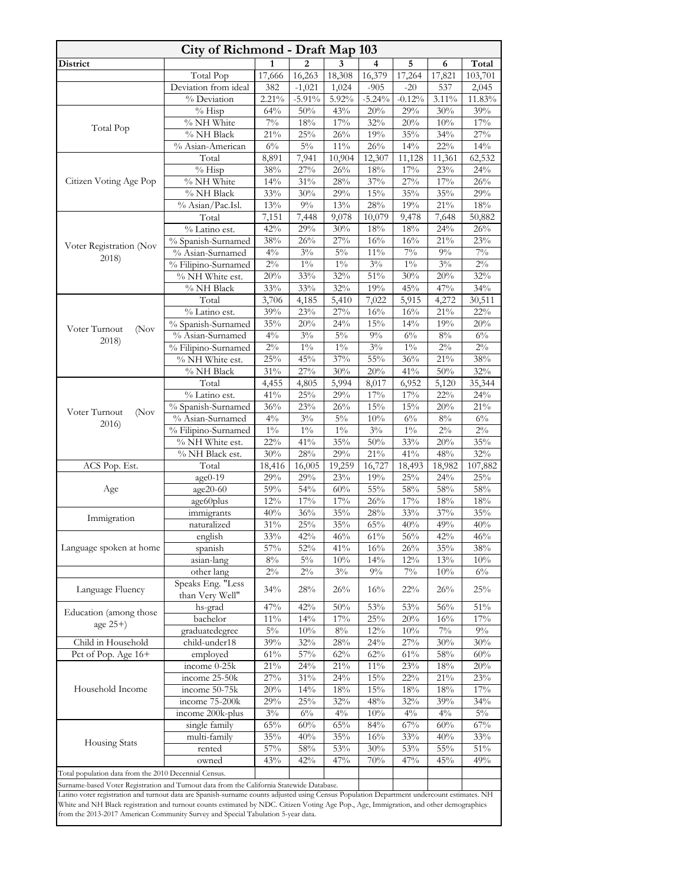# City of Richmond - Draft Map 103

| District | | 1 | 2 | 3 | 4 | 5 | 6 | Total |
|---|---|---|---|---|---|---|---|---|
| | Total Pop | 17,666 | 16,263 | 18,308 | 16,379 | 17,264 | 17,821 | 103,701 |
| | Deviation from ideal | 382 | -1,021 | 1,024 | -905 | -20 | 537 | 2,045 |
| | % Deviation | 2.21% | -5.91% | 5.92% | -5.24% | -0.12% | 3.11% | 11.83% |
| Total Pop | % Hisp | 64% | 50% | 43% | 20% | 29% | 30% | 39% |
| | % NH White | 7% | 18% | 17% | 32% | 20% | 10% | 17% |
| | % NH Black | 21% | 25% | 26% | 19% | 35% | 34% | 27% |
| | % Asian-American | 6% | 5% | 11% | 26% | 14% | 22% | 14% |
| Citizen Voting Age Pop | Total | 8,891 | 7,941 | 10,904 | 12,307 | 11,128 | 11,361 | 62,532 |
| | % Hisp | 38% | 27% | 26% | 18% | 17% | 23% | 24% |
| | % NH White | 14% | 31% | 28% | 37% | 27% | 17% | 26% |
| | % NH Black | 33% | 30% | 29% | 15% | 35% | 35% | 29% |
| | % Asian/Pac.Isl. | 13% | 9% | 13% | 28% | 19% | 21% | 18% |
| Voter Registration (Nov 2018) | Total | 7,151 | 7,448 | 9,078 | 10,079 | 9,478 | 7,648 | 50,882 |
| | % Latino est. | 42% | 29% | 30% | 18% | 18% | 24% | 26% |
| | % Spanish-Surnamed | 38% | 26% | 27% | 16% | 16% | 21% | 23% |
| | % Asian-Surnamed | 4% | 3% | 5% | 11% | 7% | 9% | 7% |
| | % Filipino-Surnamed | 2% | 1% | 1% | 3% | 1% | 3% | 2% |
| | % NH White est. | 20% | 33% | 32% | 51% | 30% | 20% | 32% |
| | % NH Black | 33% | 33% | 32% | 19% | 45% | 47% | 34% |
| Voter Turnout (Nov 2018) | Total | 3,706 | 4,185 | 5,410 | 7,022 | 5,915 | 4,272 | 30,511 |
| | % Latino est. | 39% | 23% | 27% | 16% | 16% | 21% | 22% |
| | % Spanish-Surnamed | 35% | 20% | 24% | 15% | 14% | 19% | 20% |
| | % Asian-Surnamed | 4% | 3% | 5% | 9% | 6% | 8% | 6% |
| | % Filipino-Surnamed | 2% | 1% | 1% | 3% | 1% | 2% | 2% |
| | % NH White est. | 25% | 45% | 37% | 55% | 36% | 21% | 38% |
| | % NH Black | 31% | 27% | 30% | 20% | 41% | 50% | 32% |
| Voter Turnout (Nov 2016) | Total | 4,455 | 4,805 | 5,994 | 8,017 | 6,952 | 5,120 | 35,344 |
| | % Latino est. | 41% | 25% | 29% | 17% | 17% | 22% | 24% |
| | % Spanish-Surnamed | 36% | 23% | 26% | 15% | 15% | 20% | 21% |
| | % Asian-Surnamed | 4% | 3% | 5% | 10% | 6% | 8% | 6% |
| | % Filipino-Surnamed | 1% | 1% | 1% | 3% | 1% | 2% | 2% |
| | % NH White est. | 22% | 41% | 35% | 50% | 33% | 20% | 35% |
| | % NH Black est. | 30% | 28% | 29% | 21% | 41% | 48% | 32% |
| ACS Pop. Est. | Total | 18,416 | 16,005 | 19,259 | 16,727 | 18,493 | 18,982 | 107,882 |
| Age | age0-19 | 29% | 29% | 23% | 19% | 25% | 24% | 25% |
| | age20-60 | 59% | 54% | 60% | 55% | 58% | 58% | 58% |
| | age60plus | 12% | 17% | 17% | 26% | 17% | 18% | 18% |
| Immigration | immigrants | 40% | 36% | 35% | 28% | 33% | 37% | 35% |
| | naturalized | 31% | 25% | 35% | 65% | 40% | 49% | 40% |
| Language spoken at home | english | 33% | 42% | 46% | 61% | 56% | 42% | 46% |
| | spanish | 57% | 52% | 41% | 16% | 26% | 35% | 38% |
| | asian-lang | 8% | 5% | 10% | 14% | 12% | 13% | 10% |
| | other lang | 2% | 2% | 3% | 9% | 7% | 10% | 6% |
| Language Fluency | Speaks Eng. "Less than Very Well" | 34% | 28% | 26% | 16% | 22% | 26% | 25% |
| Education (among those age 25+) | hs-grad | 47% | 42% | 50% | 53% | 53% | 56% | 51% |
| | bachelor | 11% | 14% | 17% | 25% | 20% | 16% | 17% |
| | graduatedegree | 5% | 10% | 8% | 12% | 10% | 7% | 9% |
| Child in Household | child-under18 | 39% | 32% | 28% | 24% | 27% | 30% | 30% |
| Pct of Pop. Age 16+ | employed | 61% | 57% | 62% | 62% | 61% | 58% | 60% |
| Household Income | income 0-25k | 21% | 24% | 21% | 11% | 23% | 18% | 20% |
| | income 25-50k | 27% | 31% | 24% | 15% | 22% | 21% | 23% |
| | income 50-75k | 20% | 14% | 18% | 15% | 18% | 18% | 17% |
| | income 75-200k | 29% | 25% | 32% | 48% | 32% | 39% | 34% |
| | income 200k-plus | 3% | 6% | 4% | 10% | 4% | 4% | 5% |
| Housing Stats | single family | 65% | 60% | 65% | 84% | 67% | 60% | 67% |
| | multi-family | 35% | 40% | 35% | 16% | 33% | 40% | 33% |
| | rented | 57% | 58% | 53% | 30% | 53% | 55% | 51% |
| | owned | 43% | 42% | 47% | 70% | 47% | 45% | 49% |

Total population data from the 2010 Decennial Census.

Surname-based Voter Registration and Turnout data from the California Statewide Database.

Latino voter registration and turnout data are Spanish-surname counts adjusted using Census Population Department undercount estimates. NH White and NH Black registration and turnout counts estimated by NDC. Citizen Voting Age Pop., Age, Immigration, and other demographics from the 2013-2017 American Community Survey and Special Tabulation 5-year data.